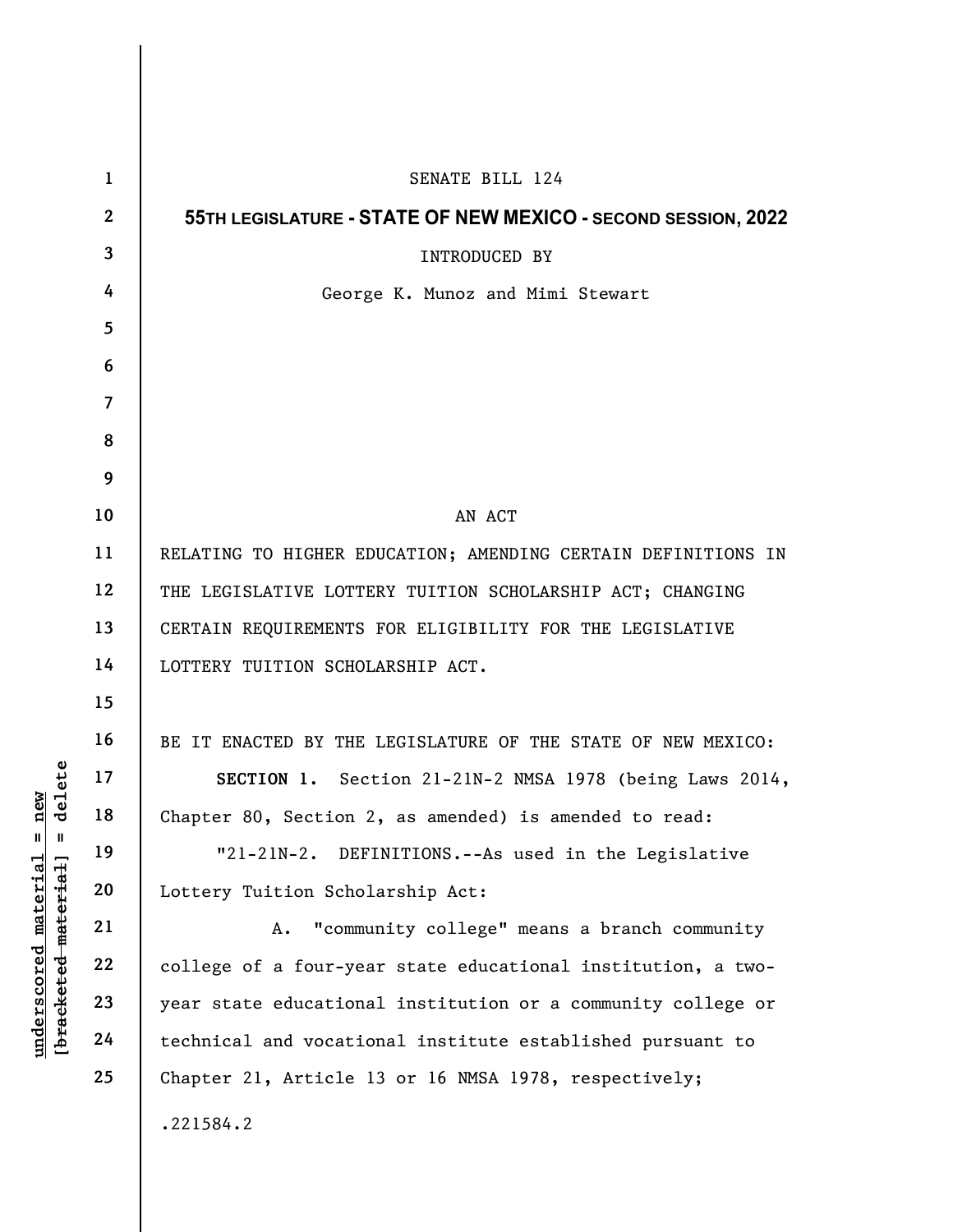SENATE BILL 124

**55TH LEGISLATURE - STATE OF NEW MEXICO - SECOND SESSION, 2022**

INTRODUCED BY

George K. Munoz and Mimi Stewart

AN ACT

RELATING TO HIGHER EDUCATION; AMENDING CERTAIN DEFINITIONS IN THE LEGISLATIVE LOTTERY TUITION SCHOLARSHIP ACT; CHANGING CERTAIN REQUIREMENTS FOR ELIGIBILITY FOR THE LEGISLATIVE LOTTERY TUITION SCHOLARSHIP ACT.

BE IT ENACTED BY THE LEGISLATURE OF THE STATE OF NEW MEXICO:

**SECTION 1.** Section 21-21N-2 NMSA 1978 (being Laws 2014, Chapter 80, Section 2, as amended) is amended to read:

"21-21N-2. DEFINITIONS.--As used in the Legislative Lottery Tuition Scholarship Act:

A. "community college" means a branch community college of a four-year state educational institution, a two-year state educational institution or a community college or technical and vocational institute established pursuant to Chapter 21, Article 13 or 16 NMSA 1978, respectively;

.221584.2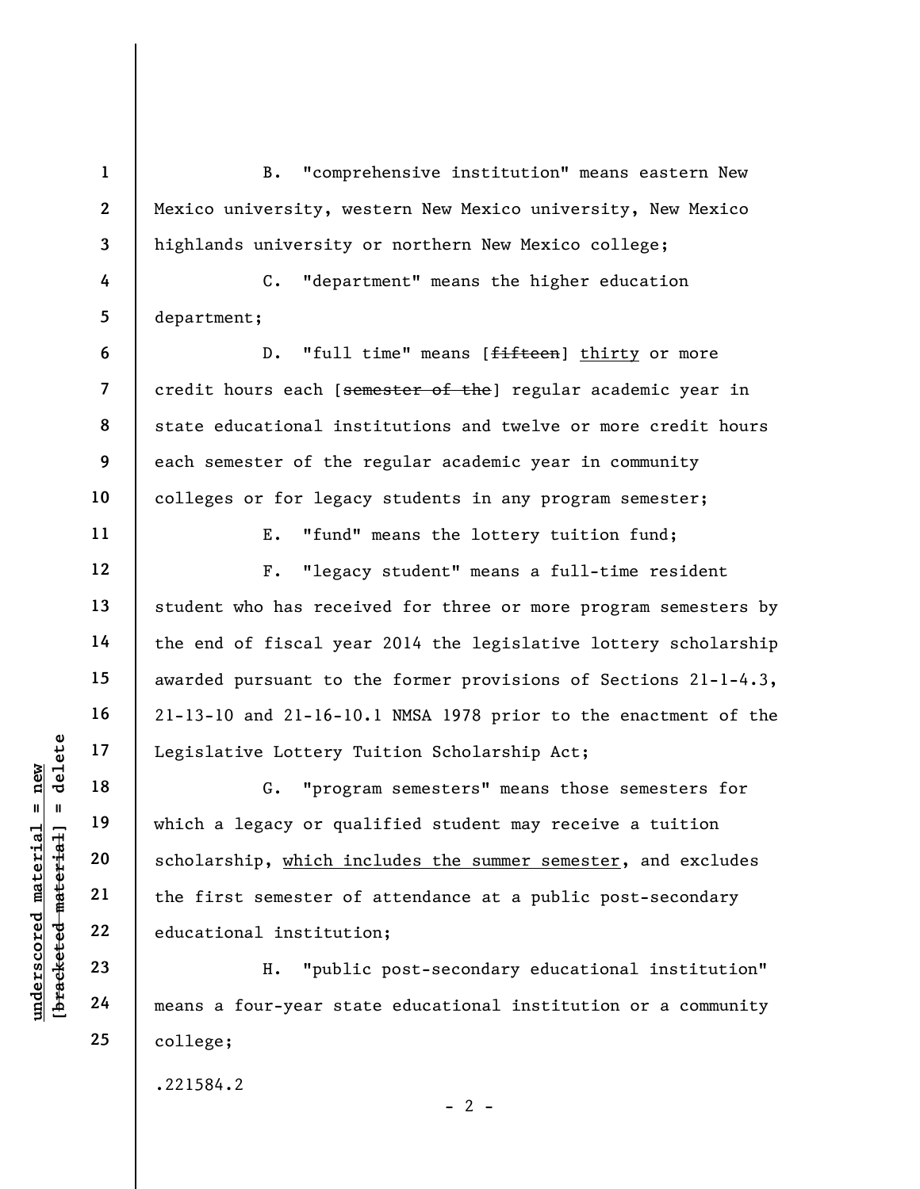B. "comprehensive institution" means eastern New Mexico university, western New Mexico university, New Mexico highlands university or northern New Mexico college;

C. "department" means the higher education department;

D. "full time" means [~~fifteen~~] <u>thirty</u> or more credit hours each [~~semester of the~~] regular academic year in state educational institutions and twelve or more credit hours each semester of the regular academic year in community colleges or for legacy students in any program semester;

E. "fund" means the lottery tuition fund;

F. "legacy student" means a full-time resident student who has received for three or more program semesters by the end of fiscal year 2014 the legislative lottery scholarship awarded pursuant to the former provisions of Sections 21-1-4.3, 21-13-10 and 21-16-10.1 NMSA 1978 prior to the enactment of the Legislative Lottery Tuition Scholarship Act;

G. "program semesters" means those semesters for which a legacy or qualified student may receive a tuition scholarship, <u>which includes the summer semester</u>, and excludes the first semester of attendance at a public post-secondary educational institution;

H. "public post-secondary educational institution" means a four-year state educational institution or a community college;

.221584.2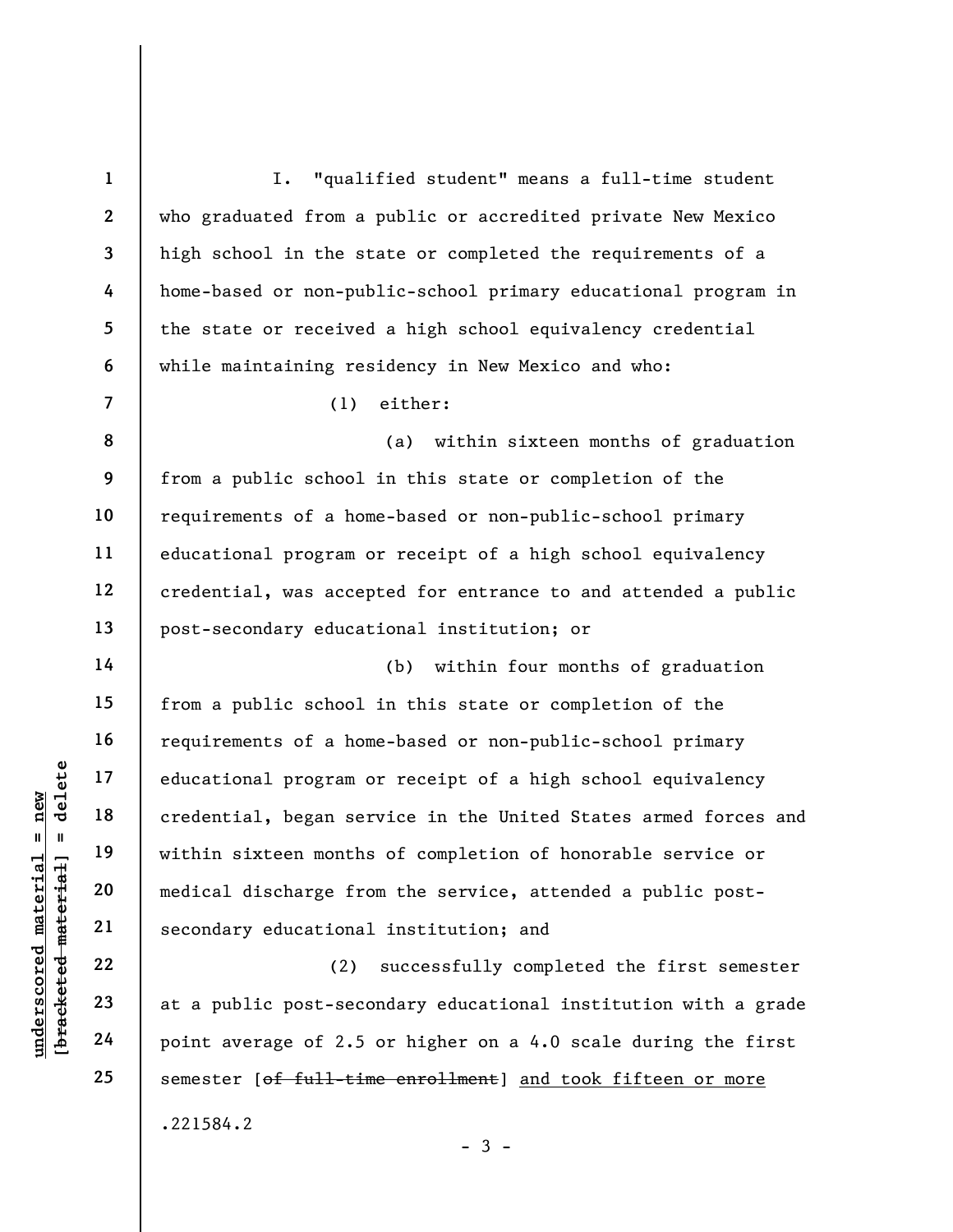I. "qualified student" means a full-time student who graduated from a public or accredited private New Mexico high school in the state or completed the requirements of a home-based or non-public-school primary educational program in the state or received a high school equivalency credential while maintaining residency in New Mexico and who:

(1) either:

(a) within sixteen months of graduation from a public school in this state or completion of the requirements of a home-based or non-public-school primary educational program or receipt of a high school equivalency credential, was accepted for entrance to and attended a public post-secondary educational institution; or

(b) within four months of graduation from a public school in this state or completion of the requirements of a home-based or non-public-school primary educational program or receipt of a high school equivalency credential, began service in the United States armed forces and within sixteen months of completion of honorable service or medical discharge from the service, attended a public post-secondary educational institution; and

(2) successfully completed the first semester at a public post-secondary educational institution with a grade point average of 2.5 or higher on a 4.0 scale during the first semester [~~of full-time enrollment~~] <u>and took fifteen or more</u>

.221584.2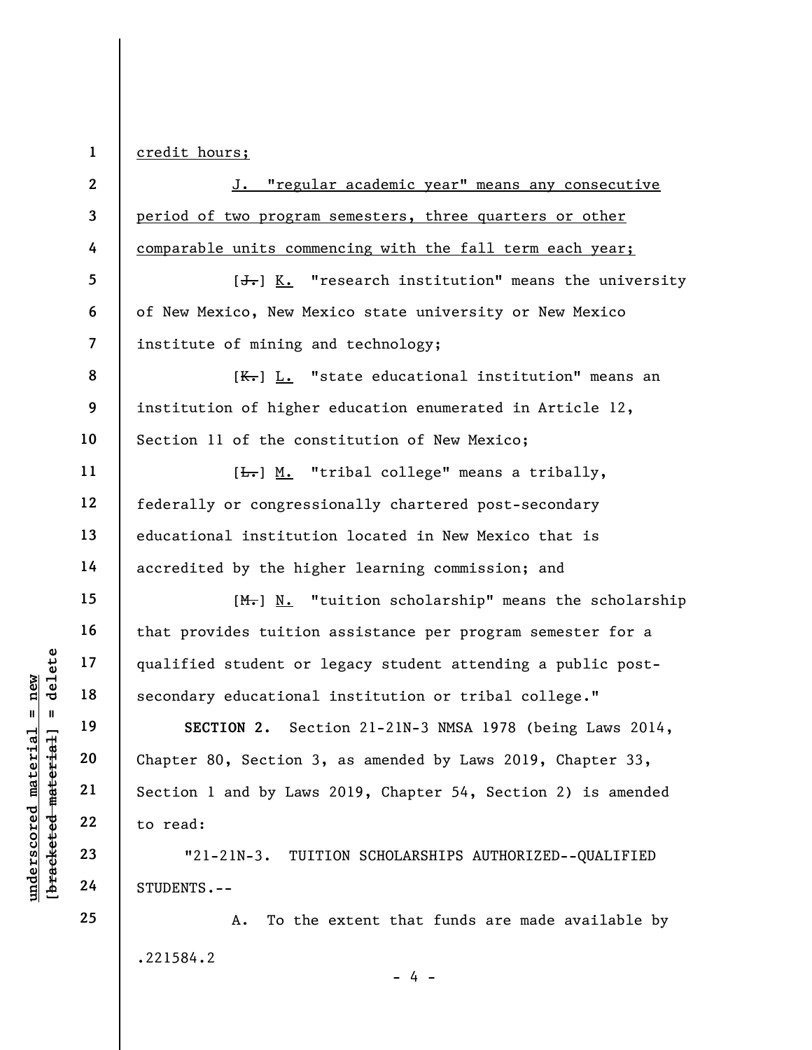credit hours;

J. "regular academic year" means any consecutive period of two program semesters, three quarters or other comparable units commencing with the fall term each year;

[J.] K. "research institution" means the university of New Mexico, New Mexico state university or New Mexico institute of mining and technology;

[K.] L. "state educational institution" means an institution of higher education enumerated in Article 12, Section 11 of the constitution of New Mexico;

[L.] M. "tribal college" means a tribally, federally or congressionally chartered post-secondary educational institution located in New Mexico that is accredited by the higher learning commission; and

[M.] N. "tuition scholarship" means the scholarship that provides tuition assistance per program semester for a qualified student or legacy student attending a public post-secondary educational institution or tribal college."

**SECTION 2.** Section 21-21N-3 NMSA 1978 (being Laws 2014, Chapter 80, Section 3, as amended by Laws 2019, Chapter 33, Section 1 and by Laws 2019, Chapter 54, Section 2) is amended to read:

"21-21N-3. TUITION SCHOLARSHIPS AUTHORIZED--QUALIFIED STUDENTS.--

A. To the extent that funds are made available by

.221584.2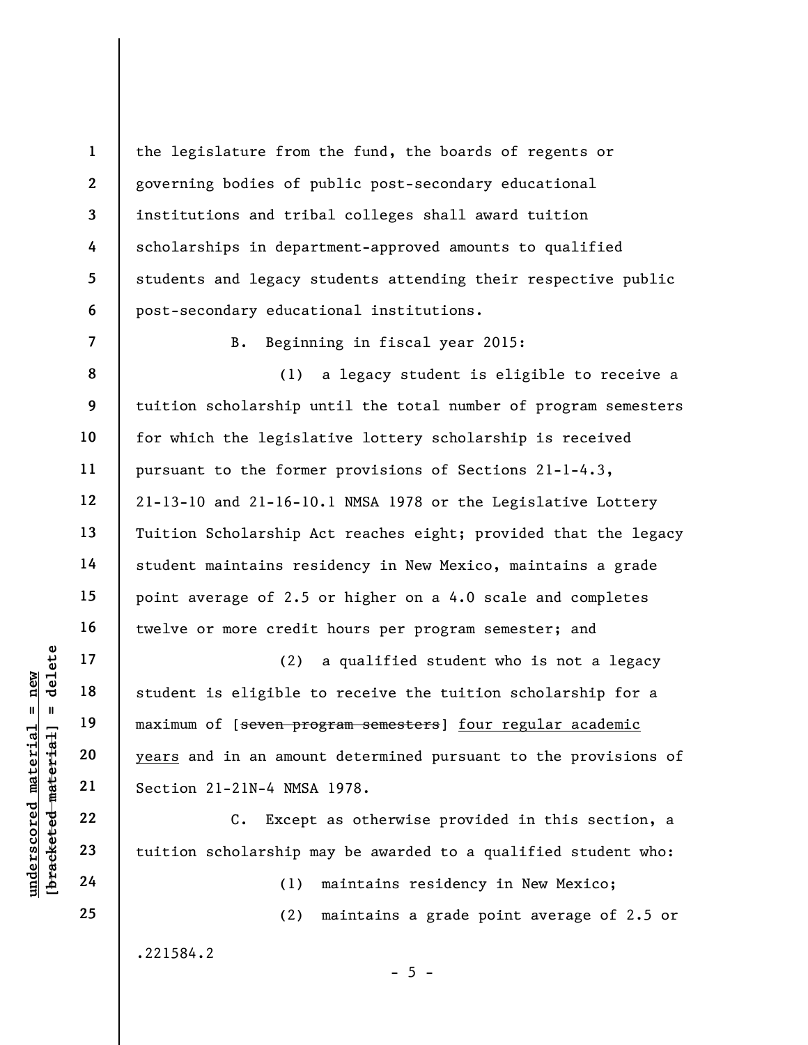the legislature from the fund, the boards of regents or governing bodies of public post-secondary educational institutions and tribal colleges shall award tuition scholarships in department-approved amounts to qualified students and legacy students attending their respective public post-secondary educational institutions.

B. Beginning in fiscal year 2015:

(1) a legacy student is eligible to receive a tuition scholarship until the total number of program semesters for which the legislative lottery scholarship is received pursuant to the former provisions of Sections 21-1-4.3, 21-13-10 and 21-16-10.1 NMSA 1978 or the Legislative Lottery Tuition Scholarship Act reaches eight; provided that the legacy student maintains residency in New Mexico, maintains a grade point average of 2.5 or higher on a 4.0 scale and completes twelve or more credit hours per program semester; and

(2) a qualified student who is not a legacy student is eligible to receive the tuition scholarship for a maximum of [~~seven program semesters~~] <u>four regular academic years</u> and in an amount determined pursuant to the provisions of Section 21-21N-4 NMSA 1978.

C. Except as otherwise provided in this section, a tuition scholarship may be awarded to a qualified student who:

(1) maintains residency in New Mexico;

(2) maintains a grade point average of 2.5 or

.221584.2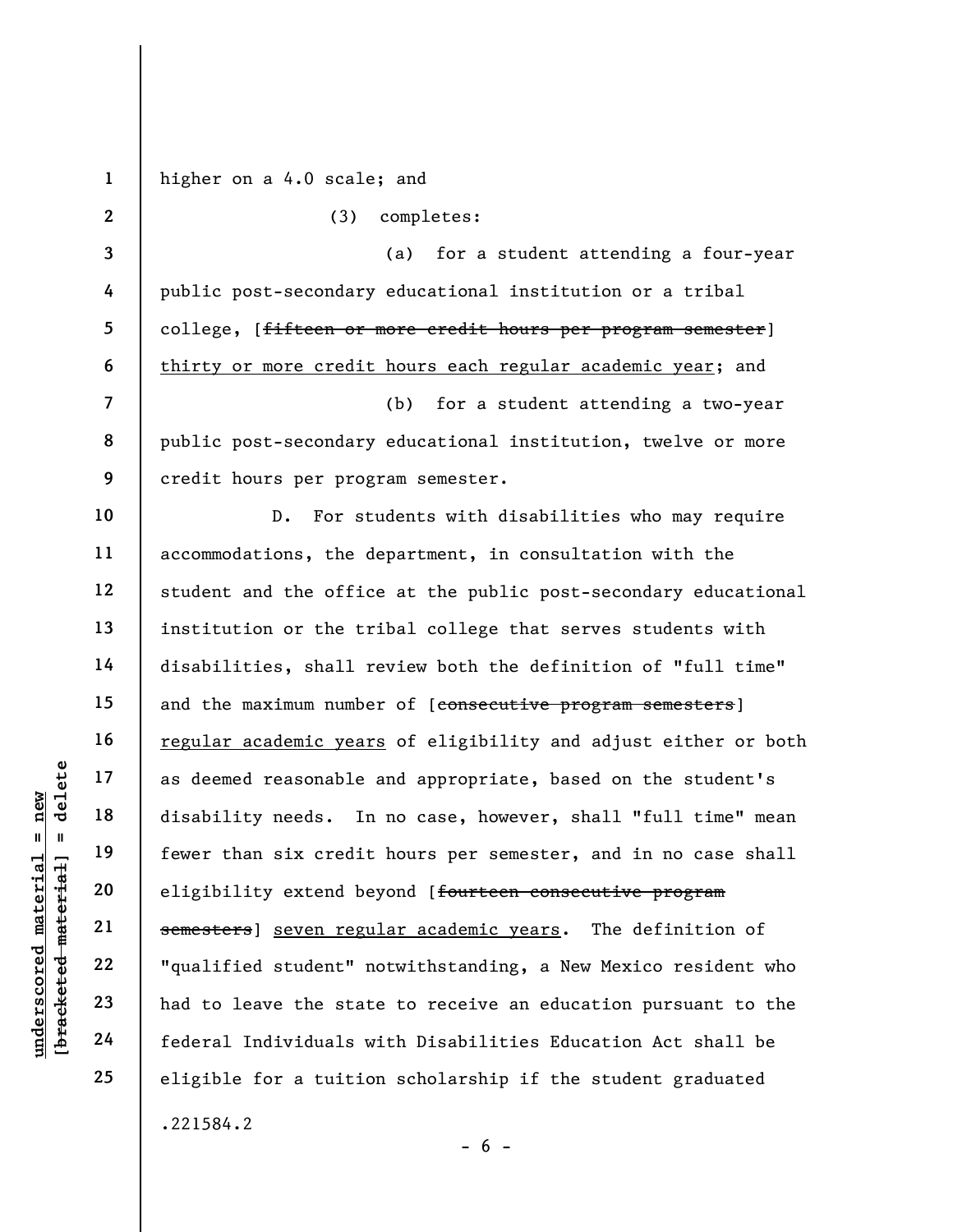higher on a 4.0 scale; and

(3) completes:

(a) for a student attending a four-year public post-secondary educational institution or a tribal college, [~~fifteen or more credit hours per program semester~~] <u>thirty or more credit hours each regular academic year</u>; and

(b) for a student attending a two-year public post-secondary educational institution, twelve or more credit hours per program semester.

D. For students with disabilities who may require accommodations, the department, in consultation with the student and the office at the public post-secondary educational institution or the tribal college that serves students with disabilities, shall review both the definition of "full time" and the maximum number of [~~consecutive program semesters~~] <u>regular academic years</u> of eligibility and adjust either or both as deemed reasonable and appropriate, based on the student's disability needs. In no case, however, shall "full time" mean fewer than six credit hours per semester, and in no case shall eligibility extend beyond [~~fourteen consecutive program semesters~~] <u>seven regular academic years</u>. The definition of "qualified student" notwithstanding, a New Mexico resident who had to leave the state to receive an education pursuant to the federal Individuals with Disabilities Education Act shall be eligible for a tuition scholarship if the student graduated

.221584.2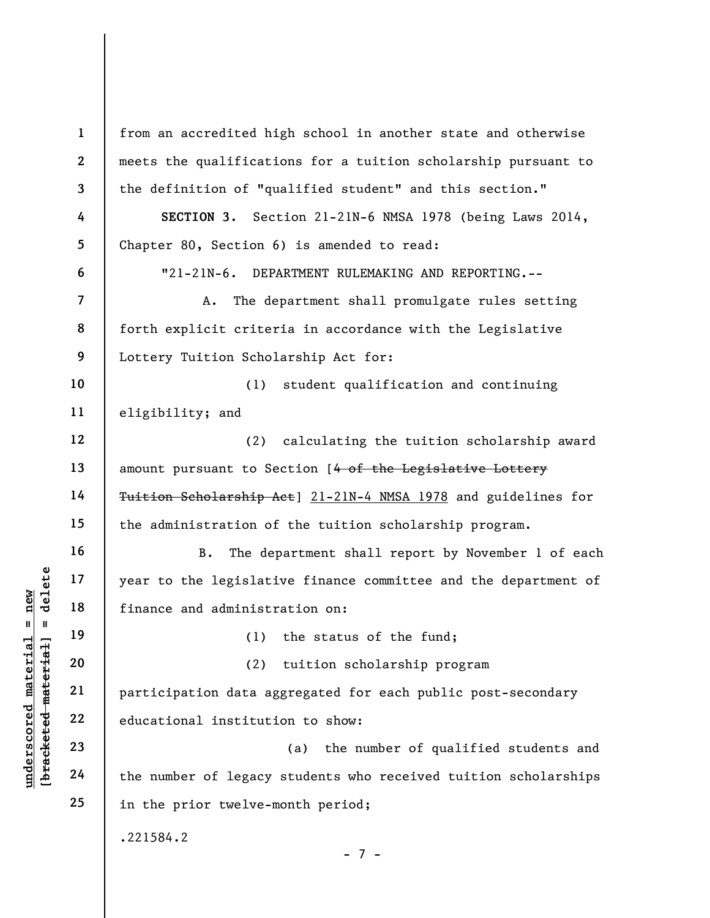from an accredited high school in another state and otherwise meets the qualifications for a tuition scholarship pursuant to the definition of "qualified student" and this section."

**SECTION 3.** Section 21-21N-6 NMSA 1978 (being Laws 2014, Chapter 80, Section 6) is amended to read:

"21-21N-6. DEPARTMENT RULEMAKING AND REPORTING.--

A. The department shall promulgate rules setting forth explicit criteria in accordance with the Legislative Lottery Tuition Scholarship Act for:

(1) student qualification and continuing eligibility; and

(2) calculating the tuition scholarship award amount pursuant to Section [~~4 of the Legislative Lottery Tuition Scholarship Act~~] <u>21-21N-4 NMSA 1978</u> and guidelines for the administration of the tuition scholarship program.

B. The department shall report by November 1 of each year to the legislative finance committee and the department of finance and administration on:

(1) the status of the fund;

(2) tuition scholarship program participation data aggregated for each public post-secondary educational institution to show:

(a) the number of qualified students and the number of legacy students who received tuition scholarships in the prior twelve-month period;

.221584.2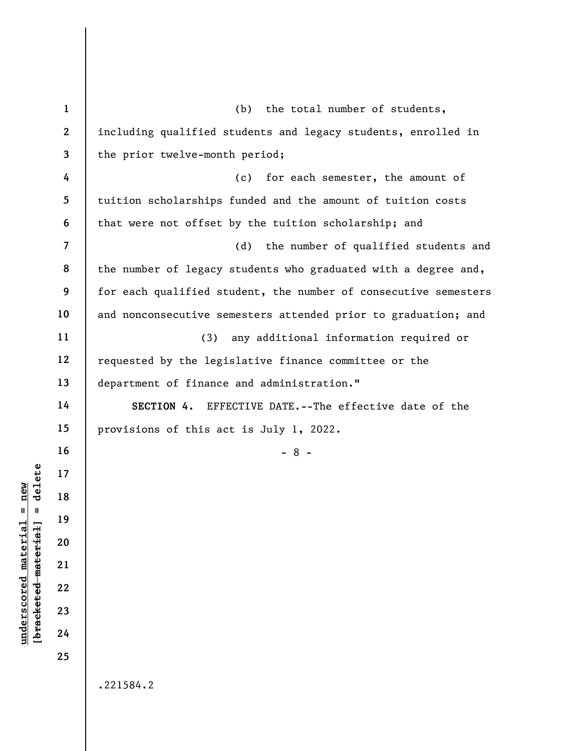(b) the total number of students, including qualified students and legacy students, enrolled in the prior twelve-month period;

(c) for each semester, the amount of tuition scholarships funded and the amount of tuition costs that were not offset by the tuition scholarship; and

(d) the number of qualified students and the number of legacy students who graduated with a degree and, for each qualified student, the number of consecutive semesters and nonconsecutive semesters attended prior to graduation; and

(3) any additional information required or requested by the legislative finance committee or the department of finance and administration."

**SECTION 4.** EFFECTIVE DATE.--The effective date of the provisions of this act is July 1, 2022.

.221584.2